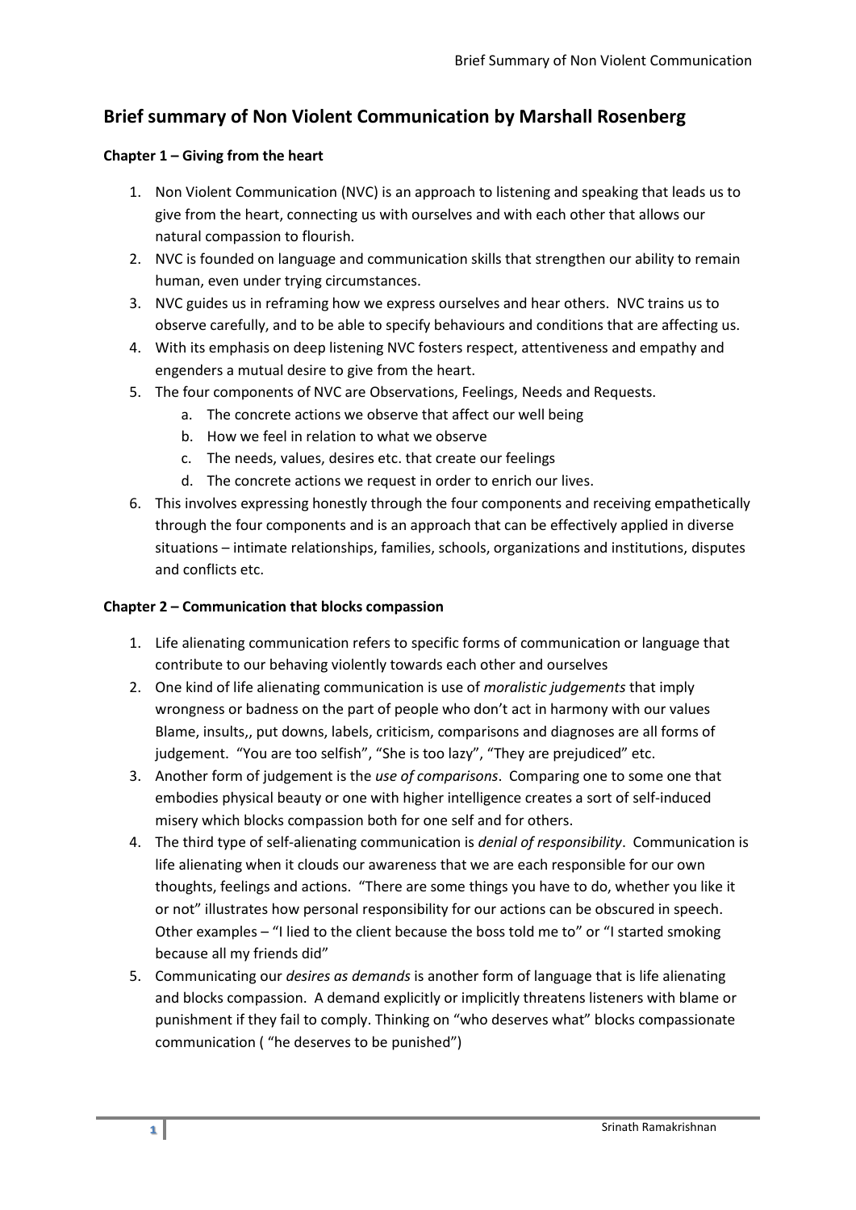# Brief summary of Non Violent Communication by Marshall Rosenberg

### Chapter 1 – Giving from the heart

1. Non Violent Communication (NVC) is an approach to listening and speaking that leads us to give from the heart, connecting us with ourselves and with each other that allows our natural compassion to flourish.
2. NVC is founded on language and communication skills that strengthen our ability to remain human, even under trying circumstances.
3. NVC guides us in reframing how we express ourselves and hear others. NVC trains us to observe carefully, and to be able to specify behaviours and conditions that are affecting us.
4. With its emphasis on deep listening NVC fosters respect, attentiveness and empathy and engenders a mutual desire to give from the heart.
5. The four components of NVC are Observations, Feelings, Needs and Requests.
   a. The concrete actions we observe that affect our well being
   b. How we feel in relation to what we observe
   c. The needs, values, desires etc. that create our feelings
   d. The concrete actions we request in order to enrich our lives.
6. This involves expressing honestly through the four components and receiving empathetically through the four components and is an approach that can be effectively applied in diverse situations – intimate relationships, families, schools, organizations and institutions, disputes and conflicts etc.

### Chapter 2 – Communication that blocks compassion

1. Life alienating communication refers to specific forms of communication or language that contribute to our behaving violently towards each other and ourselves
2. One kind of life alienating communication is use of *moralistic judgements* that imply wrongness or badness on the part of people who don't act in harmony with our values Blame, insults,, put downs, labels, criticism, comparisons and diagnoses are all forms of judgement. "You are too selfish", "She is too lazy", "They are prejudiced" etc.
3. Another form of judgement is the *use of comparisons*. Comparing one to some one that embodies physical beauty or one with higher intelligence creates a sort of self-induced misery which blocks compassion both for one self and for others.
4. The third type of self-alienating communication is *denial of responsibility*. Communication is life alienating when it clouds our awareness that we are each responsible for our own thoughts, feelings and actions. "There are some things you have to do, whether you like it or not" illustrates how personal responsibility for our actions can be obscured in speech. Other examples – "I lied to the client because the boss told me to" or "I started smoking because all my friends did"
5. Communicating our *desires as demands* is another form of language that is life alienating and blocks compassion. A demand explicitly or implicitly threatens listeners with blame or punishment if they fail to comply. Thinking on "who deserves what" blocks compassionate communication ( "he deserves to be punished")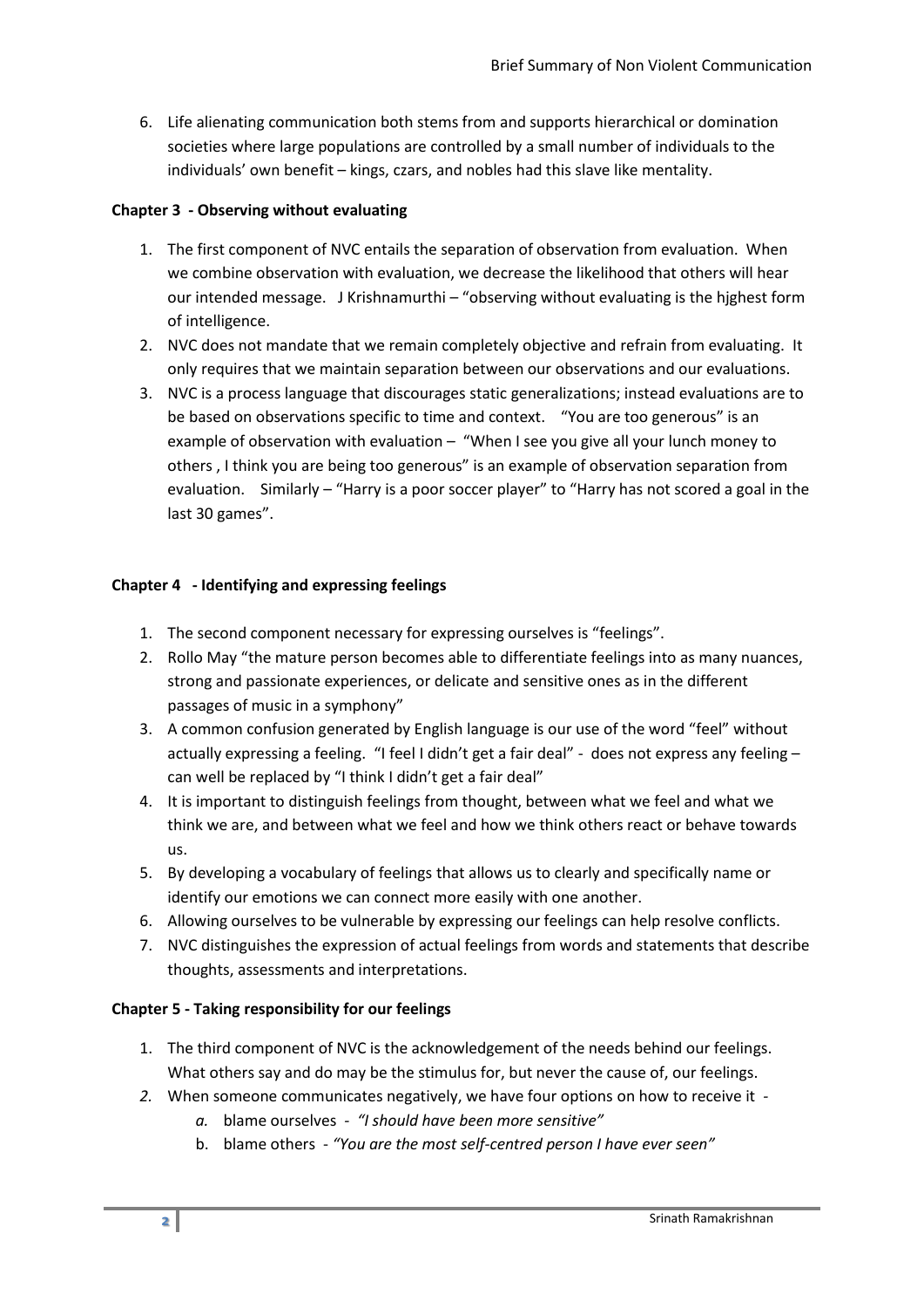6. Life alienating communication both stems from and supports hierarchical or domination societies where large populations are controlled by a small number of individuals to the individuals' own benefit – kings, czars, and nobles had this slave like mentality.

**Chapter 3 - Observing without evaluating**

1. The first component of NVC entails the separation of observation from evaluation. When we combine observation with evaluation, we decrease the likelihood that others will hear our intended message. J Krishnamurthi – "observing without evaluating is the hjghest form of intelligence.
2. NVC does not mandate that we remain completely objective and refrain from evaluating. It only requires that we maintain separation between our observations and our evaluations.
3. NVC is a process language that discourages static generalizations; instead evaluations are to be based on observations specific to time and context. "You are too generous" is an example of observation with evaluation – "When I see you give all your lunch money to others , I think you are being too generous" is an example of observation separation from evaluation. Similarly – "Harry is a poor soccer player" to "Harry has not scored a goal in the last 30 games".

**Chapter 4 - Identifying and expressing feelings**

1. The second component necessary for expressing ourselves is "feelings".
2. Rollo May "the mature person becomes able to differentiate feelings into as many nuances, strong and passionate experiences, or delicate and sensitive ones as in the different passages of music in a symphony"
3. A common confusion generated by English language is our use of the word "feel" without actually expressing a feeling. "I feel I didn't get a fair deal" - does not express any feeling – can well be replaced by "I think I didn't get a fair deal"
4. It is important to distinguish feelings from thought, between what we feel and what we think we are, and between what we feel and how we think others react or behave towards us.
5. By developing a vocabulary of feelings that allows us to clearly and specifically name or identify our emotions we can connect more easily with one another.
6. Allowing ourselves to be vulnerable by expressing our feelings can help resolve conflicts.
7. NVC distinguishes the expression of actual feelings from words and statements that describe thoughts, assessments and interpretations.

**Chapter 5 - Taking responsibility for our feelings**

1. The third component of NVC is the acknowledgement of the needs behind our feelings. What others say and do may be the stimulus for, but never the cause of, our feelings.
2. When someone communicates negatively, we have four options on how to receive it -
   a. blame ourselves - *"I should have been more sensitive"*
   b. blame others - *"You are the most self-centred person I have ever seen"*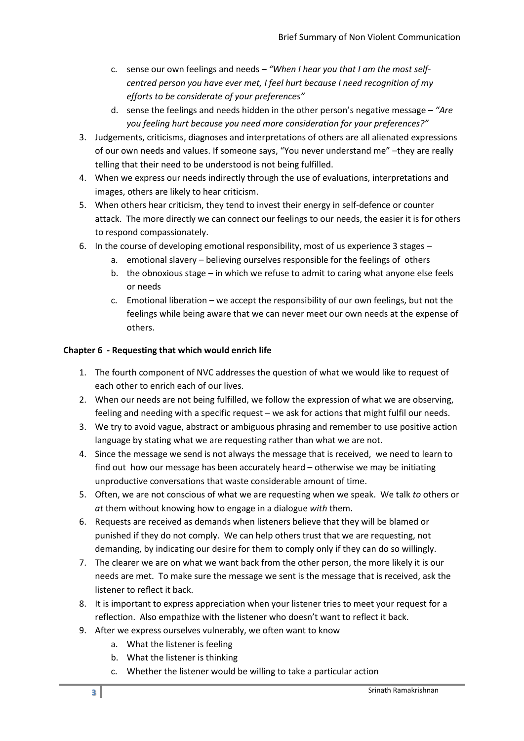c. sense our own feelings and needs – *"When I hear you that I am the most self-centred person you have ever met, I feel hurt because I need recognition of my efforts to be considerate of your preferences"*
   d. sense the feelings and needs hidden in the other person's negative message – *"Are you feeling hurt because you need more consideration for your preferences?"*
3. Judgements, criticisms, diagnoses and interpretations of others are all alienated expressions of our own needs and values. If someone says, "You never understand me" –they are really telling that their need to be understood is not being fulfilled.
4. When we express our needs indirectly through the use of evaluations, interpretations and images, others are likely to hear criticism.
5. When others hear criticism, they tend to invest their energy in self-defence or counter attack. The more directly we can connect our feelings to our needs, the easier it is for others to respond compassionately.
6. In the course of developing emotional responsibility, most of us experience 3 stages –
   a. emotional slavery – believing ourselves responsible for the feelings of others
   b. the obnoxious stage – in which we refuse to admit to caring what anyone else feels or needs
   c. Emotional liberation – we accept the responsibility of our own feelings, but not the feelings while being aware that we can never meet our own needs at the expense of others.

### Chapter 6 - Requesting that which would enrich life

1. The fourth component of NVC addresses the question of what we would like to request of each other to enrich each of our lives.
2. When our needs are not being fulfilled, we follow the expression of what we are observing, feeling and needing with a specific request – we ask for actions that might fulfil our needs.
3. We try to avoid vague, abstract or ambiguous phrasing and remember to use positive action language by stating what we are requesting rather than what we are not.
4. Since the message we send is not always the message that is received, we need to learn to find out how our message has been accurately heard – otherwise we may be initiating unproductive conversations that waste considerable amount of time.
5. Often, we are not conscious of what we are requesting when we speak. We talk *to* others or *at* them without knowing how to engage in a dialogue *with* them.
6. Requests are received as demands when listeners believe that they will be blamed or punished if they do not comply. We can help others trust that we are requesting, not demanding, by indicating our desire for them to comply only if they can do so willingly.
7. The clearer we are on what we want back from the other person, the more likely it is our needs are met. To make sure the message we sent is the message that is received, ask the listener to reflect it back.
8. It is important to express appreciation when your listener tries to meet your request for a reflection. Also empathize with the listener who doesn't want to reflect it back.
9. After we express ourselves vulnerably, we often want to know
   a. What the listener is feeling
   b. What the listener is thinking
   c. Whether the listener would be willing to take a particular action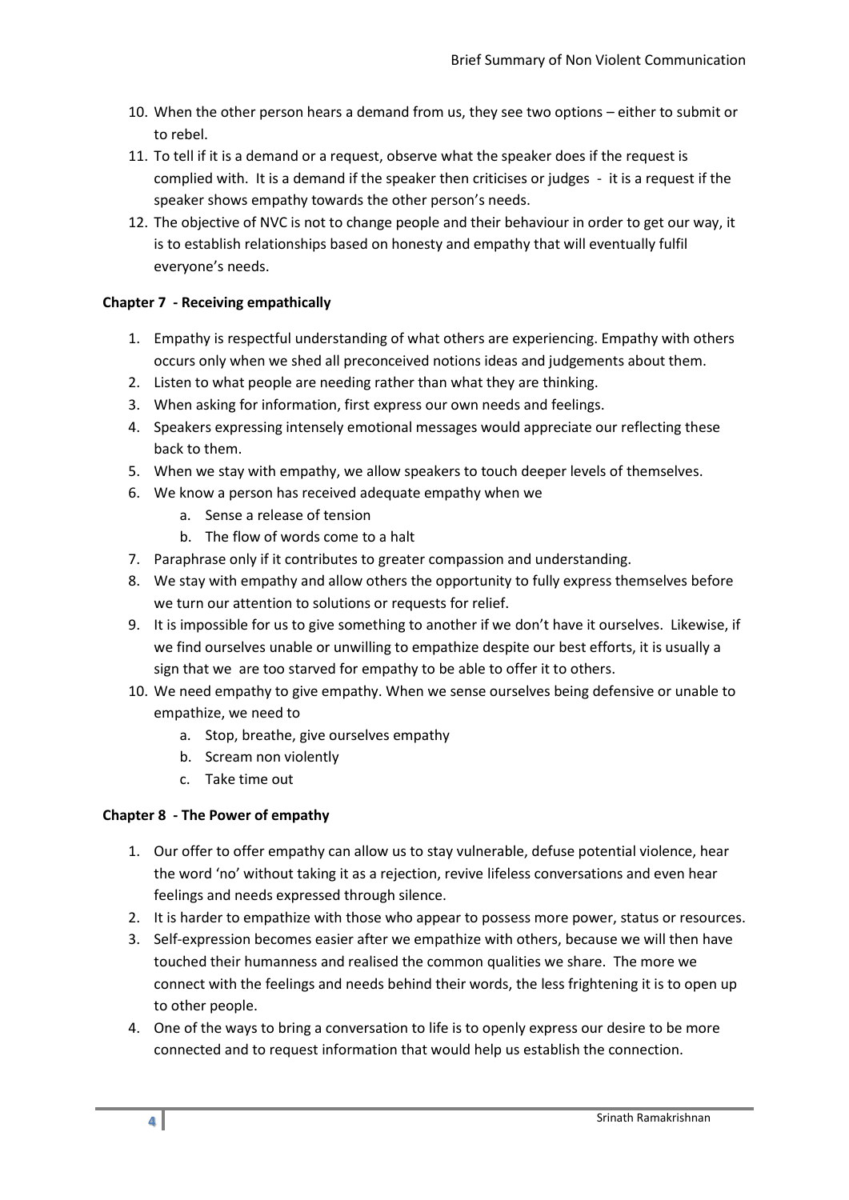10. When the other person hears a demand from us, they see two options – either to submit or to rebel.
11. To tell if it is a demand or a request, observe what the speaker does if the request is complied with. It is a demand if the speaker then criticises or judges - it is a request if the speaker shows empathy towards the other person's needs.
12. The objective of NVC is not to change people and their behaviour in order to get our way, it is to establish relationships based on honesty and empathy that will eventually fulfil everyone's needs.

**Chapter 7 - Receiving empathically**

1. Empathy is respectful understanding of what others are experiencing. Empathy with others occurs only when we shed all preconceived notions ideas and judgements about them.
2. Listen to what people are needing rather than what they are thinking.
3. When asking for information, first express our own needs and feelings.
4. Speakers expressing intensely emotional messages would appreciate our reflecting these back to them.
5. When we stay with empathy, we allow speakers to touch deeper levels of themselves.
6. We know a person has received adequate empathy when we
   a. Sense a release of tension
   b. The flow of words come to a halt
7. Paraphrase only if it contributes to greater compassion and understanding.
8. We stay with empathy and allow others the opportunity to fully express themselves before we turn our attention to solutions or requests for relief.
9. It is impossible for us to give something to another if we don't have it ourselves. Likewise, if we find ourselves unable or unwilling to empathize despite our best efforts, it is usually a sign that we are too starved for empathy to be able to offer it to others.
10. We need empathy to give empathy. When we sense ourselves being defensive or unable to empathize, we need to
    a. Stop, breathe, give ourselves empathy
    b. Scream non violently
    c. Take time out

**Chapter 8 - The Power of empathy**

1. Our offer to offer empathy can allow us to stay vulnerable, defuse potential violence, hear the word 'no' without taking it as a rejection, revive lifeless conversations and even hear feelings and needs expressed through silence.
2. It is harder to empathize with those who appear to possess more power, status or resources.
3. Self-expression becomes easier after we empathize with others, because we will then have touched their humanness and realised the common qualities we share. The more we connect with the feelings and needs behind their words, the less frightening it is to open up to other people.
4. One of the ways to bring a conversation to life is to openly express our desire to be more connected and to request information that would help us establish the connection.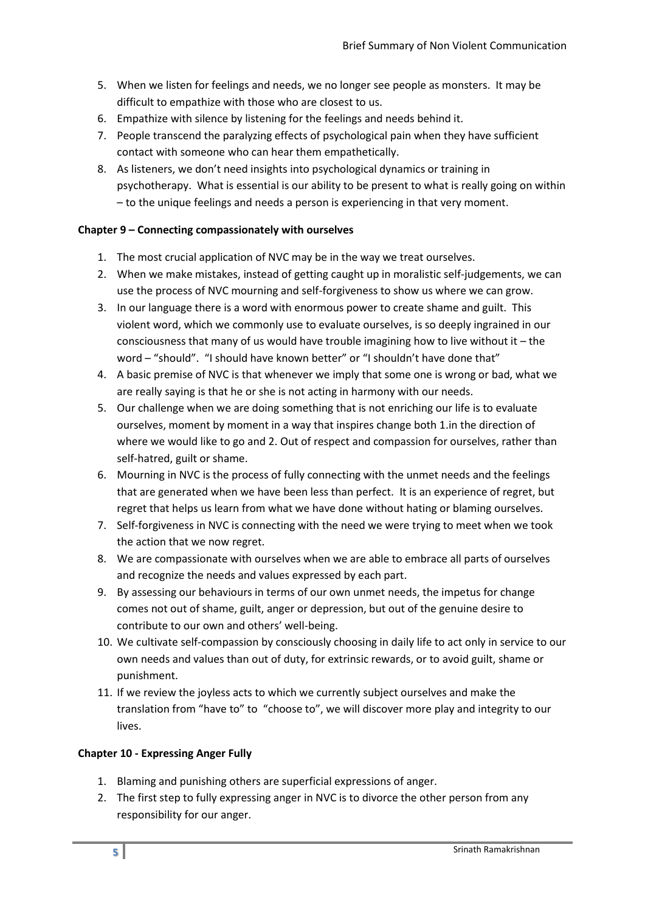5. When we listen for feelings and needs, we no longer see people as monsters. It may be difficult to empathize with those who are closest to us.
6. Empathize with silence by listening for the feelings and needs behind it.
7. People transcend the paralyzing effects of psychological pain when they have sufficient contact with someone who can hear them empathetically.
8. As listeners, we don't need insights into psychological dynamics or training in psychotherapy. What is essential is our ability to be present to what is really going on within – to the unique feelings and needs a person is experiencing in that very moment.

**Chapter 9 – Connecting compassionately with ourselves**

1. The most crucial application of NVC may be in the way we treat ourselves.
2. When we make mistakes, instead of getting caught up in moralistic self-judgements, we can use the process of NVC mourning and self-forgiveness to show us where we can grow.
3. In our language there is a word with enormous power to create shame and guilt. This violent word, which we commonly use to evaluate ourselves, is so deeply ingrained in our consciousness that many of us would have trouble imagining how to live without it – the word – "should". "I should have known better" or "I shouldn't have done that"
4. A basic premise of NVC is that whenever we imply that some one is wrong or bad, what we are really saying is that he or she is not acting in harmony with our needs.
5. Our challenge when we are doing something that is not enriching our life is to evaluate ourselves, moment by moment in a way that inspires change both 1.in the direction of where we would like to go and 2. Out of respect and compassion for ourselves, rather than self-hatred, guilt or shame.
6. Mourning in NVC is the process of fully connecting with the unmet needs and the feelings that are generated when we have been less than perfect. It is an experience of regret, but regret that helps us learn from what we have done without hating or blaming ourselves.
7. Self-forgiveness in NVC is connecting with the need we were trying to meet when we took the action that we now regret.
8. We are compassionate with ourselves when we are able to embrace all parts of ourselves and recognize the needs and values expressed by each part.
9. By assessing our behaviours in terms of our own unmet needs, the impetus for change comes not out of shame, guilt, anger or depression, but out of the genuine desire to contribute to our own and others' well-being.
10. We cultivate self-compassion by consciously choosing in daily life to act only in service to our own needs and values than out of duty, for extrinsic rewards, or to avoid guilt, shame or punishment.
11. If we review the joyless acts to which we currently subject ourselves and make the translation from "have to" to "choose to", we will discover more play and integrity to our lives.

**Chapter 10 - Expressing Anger Fully**

1. Blaming and punishing others are superficial expressions of anger.
2. The first step to fully expressing anger in NVC is to divorce the other person from any responsibility for our anger.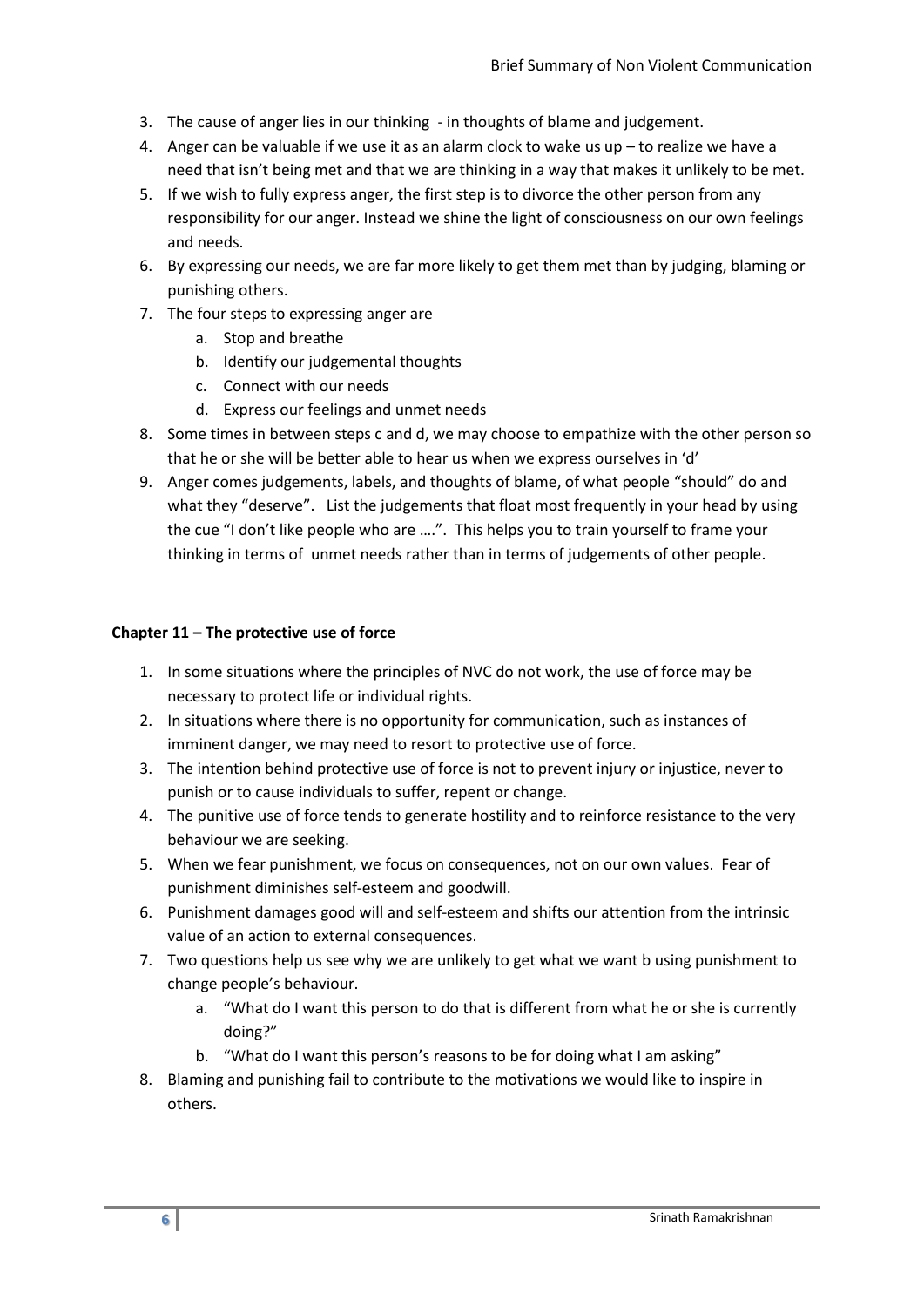3. The cause of anger lies in our thinking - in thoughts of blame and judgement.
4. Anger can be valuable if we use it as an alarm clock to wake us up – to realize we have a need that isn't being met and that we are thinking in a way that makes it unlikely to be met.
5. If we wish to fully express anger, the first step is to divorce the other person from any responsibility for our anger. Instead we shine the light of consciousness on our own feelings and needs.
6. By expressing our needs, we are far more likely to get them met than by judging, blaming or punishing others.
7. The four steps to expressing anger are
   a. Stop and breathe
   b. Identify our judgemental thoughts
   c. Connect with our needs
   d. Express our feelings and unmet needs
8. Some times in between steps c and d, we may choose to empathize with the other person so that he or she will be better able to hear us when we express ourselves in 'd'
9. Anger comes judgements, labels, and thoughts of blame, of what people "should" do and what they "deserve". List the judgements that float most frequently in your head by using the cue "I don't like people who are ….". This helps you to train yourself to frame your thinking in terms of unmet needs rather than in terms of judgements of other people.

**Chapter 11 – The protective use of force**

1. In some situations where the principles of NVC do not work, the use of force may be necessary to protect life or individual rights.
2. In situations where there is no opportunity for communication, such as instances of imminent danger, we may need to resort to protective use of force.
3. The intention behind protective use of force is not to prevent injury or injustice, never to punish or to cause individuals to suffer, repent or change.
4. The punitive use of force tends to generate hostility and to reinforce resistance to the very behaviour we are seeking.
5. When we fear punishment, we focus on consequences, not on our own values. Fear of punishment diminishes self-esteem and goodwill.
6. Punishment damages good will and self-esteem and shifts our attention from the intrinsic value of an action to external consequences.
7. Two questions help us see why we are unlikely to get what we want b using punishment to change people's behaviour.
   a. "What do I want this person to do that is different from what he or she is currently doing?"
   b. "What do I want this person's reasons to be for doing what I am asking"
8. Blaming and punishing fail to contribute to the motivations we would like to inspire in others.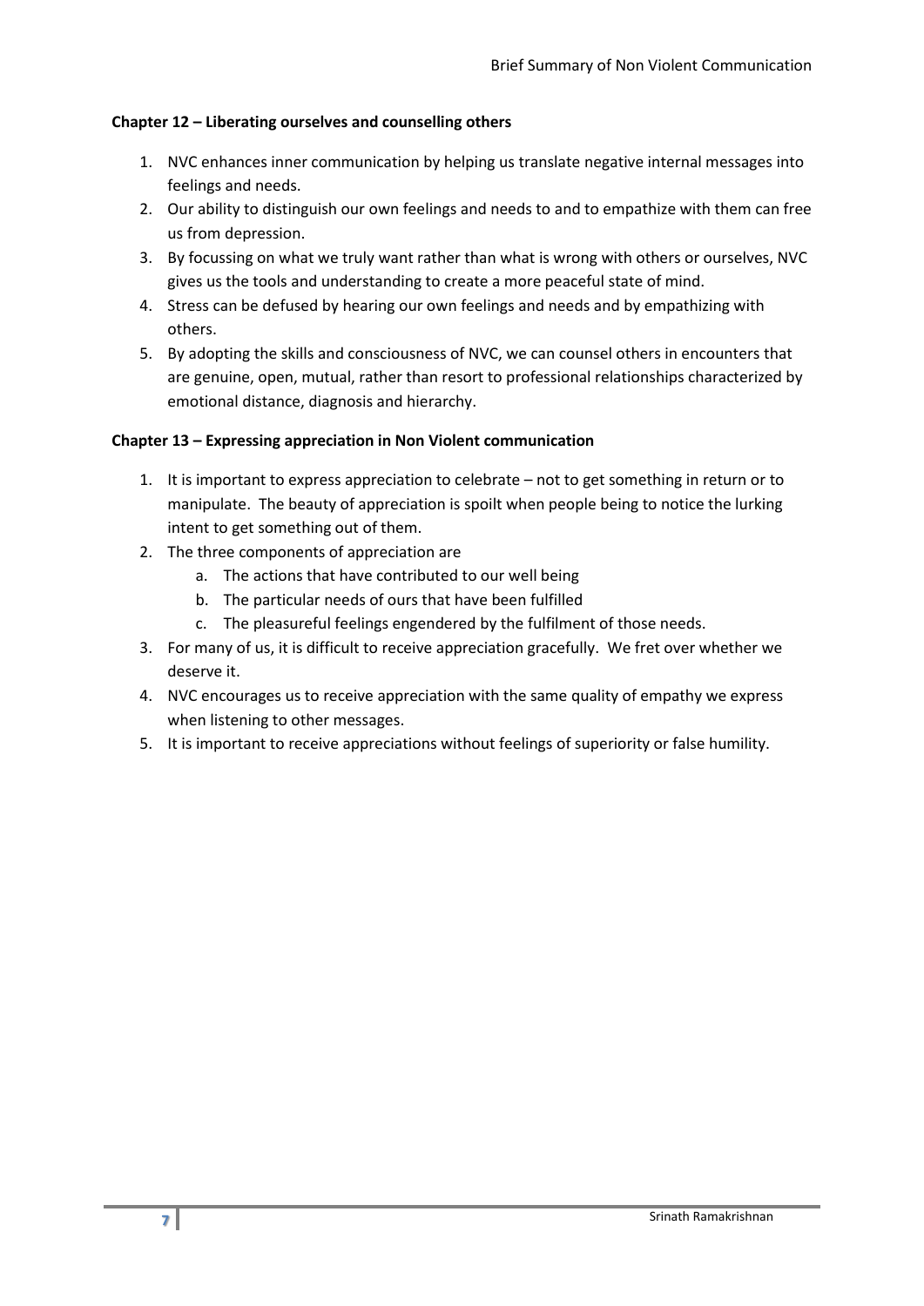**Chapter 12 – Liberating ourselves and counselling others**

1. NVC enhances inner communication by helping us translate negative internal messages into feelings and needs.
2. Our ability to distinguish our own feelings and needs to and to empathize with them can free us from depression.
3. By focussing on what we truly want rather than what is wrong with others or ourselves, NVC gives us the tools and understanding to create a more peaceful state of mind.
4. Stress can be defused by hearing our own feelings and needs and by empathizing with others.
5. By adopting the skills and consciousness of NVC, we can counsel others in encounters that are genuine, open, mutual, rather than resort to professional relationships characterized by emotional distance, diagnosis and hierarchy.

**Chapter 13 – Expressing appreciation in Non Violent communication**

1. It is important to express appreciation to celebrate – not to get something in return or to manipulate. The beauty of appreciation is spoilt when people being to notice the lurking intent to get something out of them.
2. The three components of appreciation are
   a. The actions that have contributed to our well being
   b. The particular needs of ours that have been fulfilled
   c. The pleasureful feelings engendered by the fulfilment of those needs.
3. For many of us, it is difficult to receive appreciation gracefully. We fret over whether we deserve it.
4. NVC encourages us to receive appreciation with the same quality of empathy we express when listening to other messages.
5. It is important to receive appreciations without feelings of superiority or false humility.